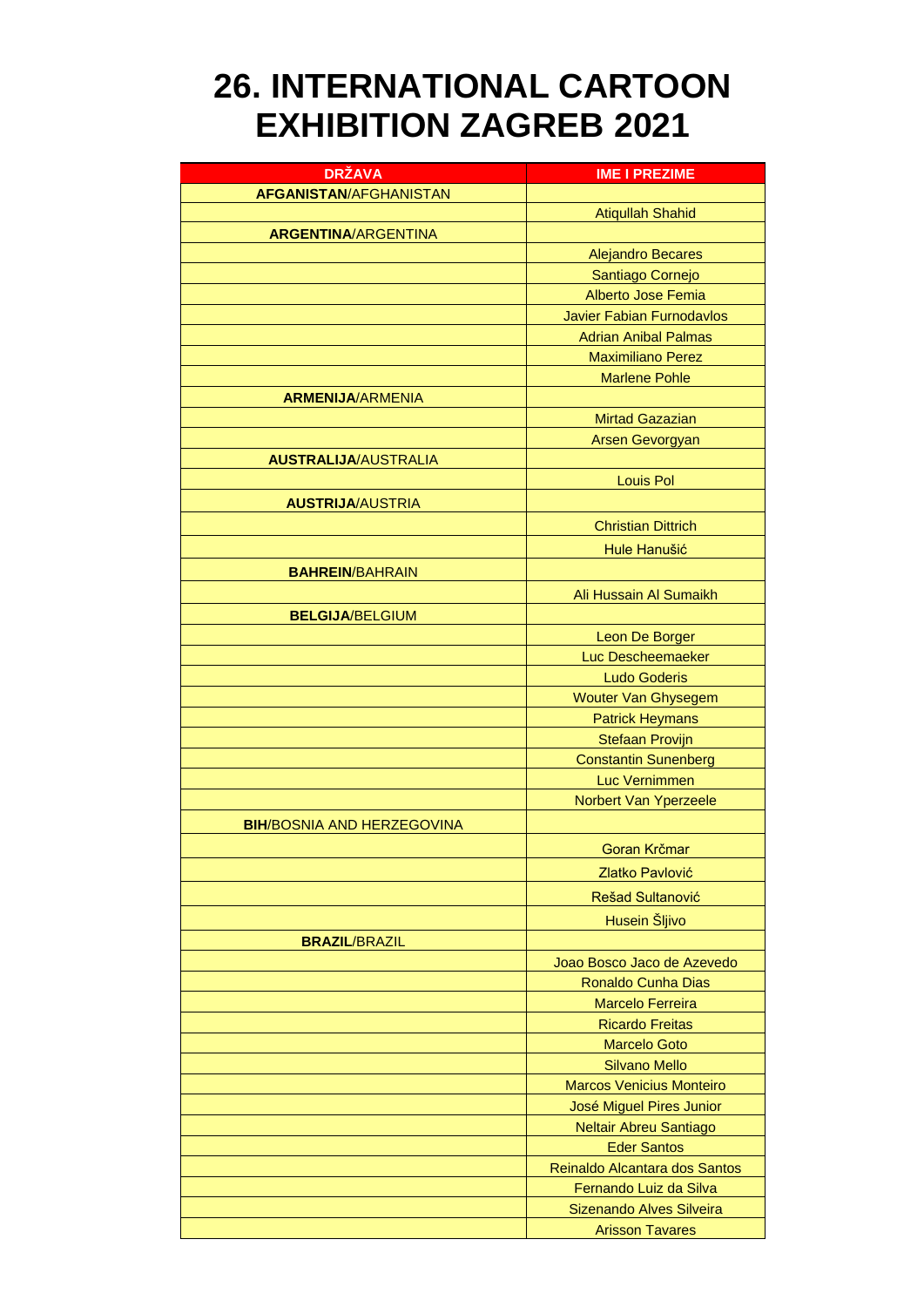# 26. INTERNATIONAL CARTOON EXHIBITION ZAGREB 2021

| DRŽAVA | IME I PREZIME |
|---|---|
| **AFGANISTAN**/AFGHANISTAN | |
| | Atiqullah Shahid |
| **ARGENTINA**/ARGENTINA | |
| | Alejandro Becares |
| | Santiago Cornejo |
| | Alberto Jose Femia |
| | Javier Fabian Furnodavlos |
| | Adrian Anibal Palmas |
| | Maximiliano Perez |
| | Marlene Pohle |
| **ARMENIJA**/ARMENIA | |
| | Mirtad Gazazian |
| | Arsen Gevorgyan |
| **AUSTRALIJA**/AUSTRALIA | |
| | Louis Pol |
| **AUSTRIJA**/AUSTRIA | |
| | Christian Dittrich |
| | Hule Hanušić |
| **BAHREIN**/BAHRAIN | |
| | Ali Hussain Al Sumaikh |
| **BELGIJA**/BELGIUM | |
| | Leon De Borger |
| | Luc Descheemaeker |
| | Ludo Goderis |
| | Wouter Van Ghysegem |
| | Patrick Heymans |
| | Stefaan Provijn |
| | Constantin Sunenberg |
| | Luc Vernimmen |
| | Norbert Van Yperzeele |
| **BIH**/BOSNIA AND HERZEGOVINA | |
| | Goran Krčmar |
| | Zlatko Pavlović |
| | Rešad Sultanović |
| | Husein Šljivo |
| **BRAZIL**/BRAZIL | |
| | Joao Bosco Jaco de Azevedo |
| | Ronaldo Cunha Dias |
| | Marcelo Ferreira |
| | Ricardo Freitas |
| | Marcelo Goto |
| | Silvano Mello |
| | Marcos Venicius Monteiro |
| | José Miguel Pires Junior |
| | Neltair Abreu Santiago |
| | Eder Santos |
| | Reinaldo Alcantara dos Santos |
| | Fernando Luiz da Silva |
| | Sizenando Alves Silveira |
| | Arisson Tavares |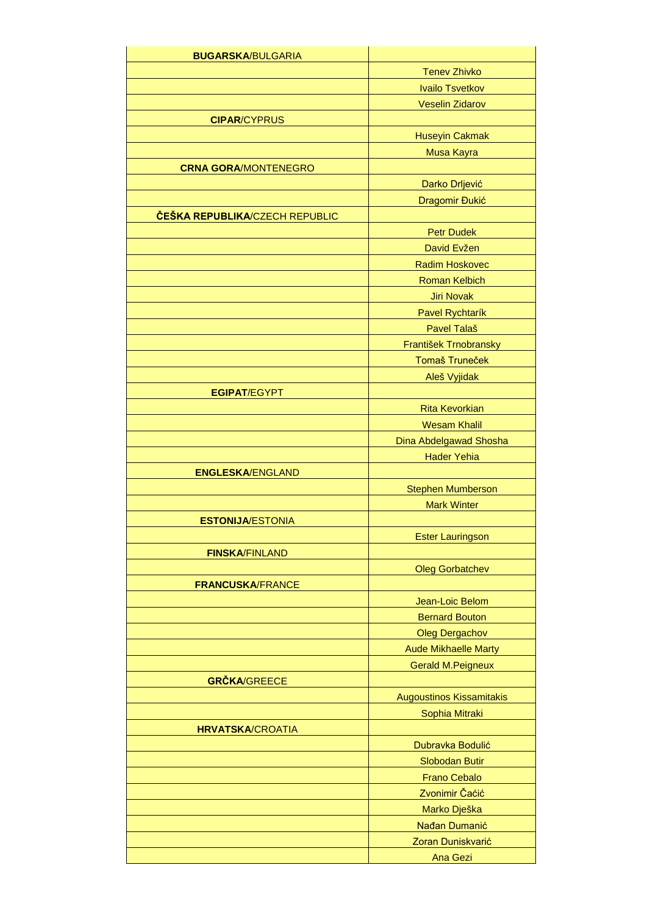| **BUGARSKA**/BULGARIA | |
|---|---|
| | Tenev Zhivko |
| | Ivailo Tsvetkov |
| | Veselin Zidarov |
| **CIPAR**/CYPRUS | |
| | Huseyin Cakmak |
| | Musa Kayra |
| **CRNA GORA**/MONTENEGRO | |
| | Darko Drljević |
| | Dragomir Đukić |
| **ČEŠKA REPUBLIKA**/CZECH REPUBLIC | |
| | Petr Dudek |
| | David Evžen |
| | Radim Hoskovec |
| | Roman Kelbich |
| | Jiri Novak |
| | Pavel Rychtarík |
| | Pavel Talaš |
| | František Trnobransky |
| | Tomaš Truneček |
| | Aleš Vyjidak |
| **EGIPAT**/EGYPT | |
| | Rita Kevorkian |
| | Wesam Khalil |
| | Dina Abdelgawad Shosha |
| | Hader Yehia |
| **ENGLESKA**/ENGLAND | |
| | Stephen Mumberson |
| | Mark Winter |
| **ESTONIJA**/ESTONIA | |
| | Ester Lauringson |
| **FINSKA**/FINLAND | |
| | Oleg Gorbatchev |
| **FRANCUSKA**/FRANCE | |
| | Jean-Loic Belom |
| | Bernard Bouton |
| | Oleg Dergachov |
| | Aude Mikhaelle Marty |
| | Gerald M.Peigneux |
| **GRČKA**/GREECE | |
| | Augoustinos Kissamitakis |
| | Sophia Mitraki |
| **HRVATSKA**/CROATIA | |
| | Dubravka Bodulić |
| | Slobodan Butir |
| | Frano Cebalo |
| | Zvonimir Čaćić |
| | Marko Dješka |
| | Nađan Dumanić |
| | Zoran Duniskvarić |
| | Ana Gezi |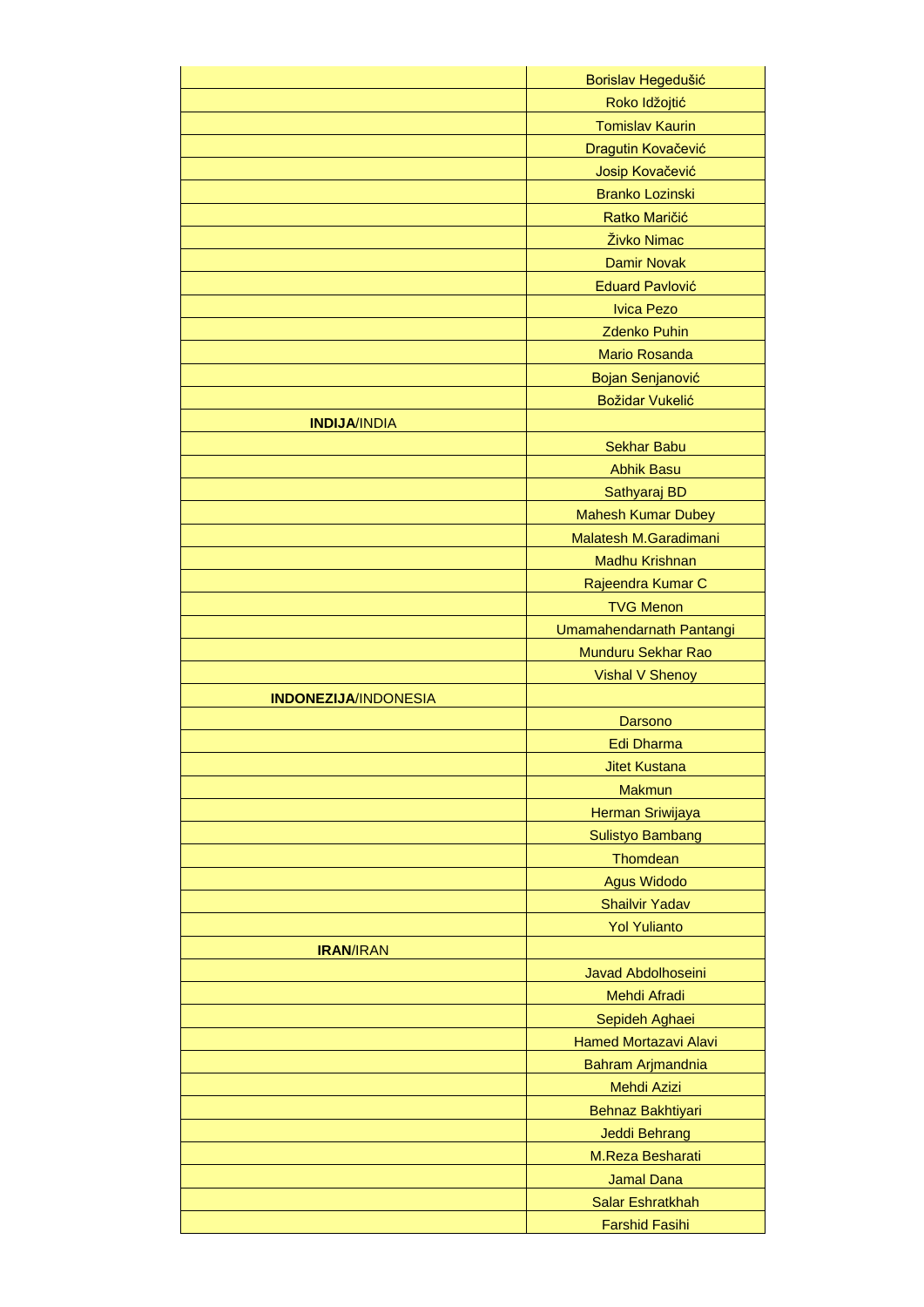| | |
|---|---|
| | Borislav Hegedušić |
| | Roko Idžojtić |
| | Tomislav Kaurin |
| | Dragutin Kovačević |
| | Josip Kovačević |
| | Branko Lozinski |
| | Ratko Maričić |
| | Živko Nimac |
| | Damir Novak |
| | Eduard Pavlović |
| | Ivica Pezo |
| | Zdenko Puhin |
| | Mario Rosanda |
| | Bojan Senjanović |
| | Božidar Vukelić |
| **INDIJA**/INDIA | |
| | Sekhar Babu |
| | Abhik Basu |
| | Sathyaraj BD |
| | Mahesh Kumar Dubey |
| | Malatesh M.Garadimani |
| | Madhu Krishnan |
| | Rajeendra Kumar C |
| | TVG Menon |
| | Umamahendarnath Pantangi |
| | Munduru Sekhar Rao |
| | Vishal V Shenoy |
| **INDONEZIJA**/INDONESIA | |
| | Darsono |
| | Edi Dharma |
| | Jitet Kustana |
| | Makmun |
| | Herman Sriwijaya |
| | Sulistyo Bambang |
| | Thomdean |
| | Agus Widodo |
| | Shailvir Yadav |
| | Yol Yulianto |
| **IRAN**/IRAN | |
| | Javad Abdolhoseini |
| | Mehdi Afradi |
| | Sepideh Aghaei |
| | Hamed Mortazavi Alavi |
| | Bahram Arjmandnia |
| | Mehdi Azizi |
| | Behnaz Bakhtiyari |
| | Jeddi Behrang |
| | M.Reza Besharati |
| | Jamal Dana |
| | Salar Eshratkhah |
| | Farshid Fasihi |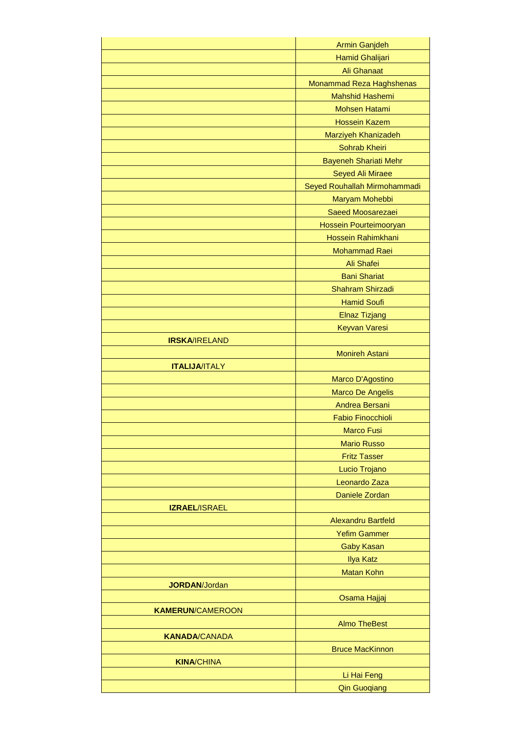| | |
|---|---|
| | Armin Ganjdeh |
| | Hamid Ghalijari |
| | Ali Ghanaat |
| | Monammad Reza Haghshenas |
| | Mahshid Hashemi |
| | Mohsen Hatami |
| | Hossein Kazem |
| | Marziyeh Khanizadeh |
| | Sohrab Kheiri |
| | Bayeneh Shariati Mehr |
| | Seyed Ali Miraee |
| | Seyed Rouhallah Mirmohammadi |
| | Maryam Mohebbi |
| | Saeed Moosarezaei |
| | Hossein Pourteimooryan |
| | Hossein Rahimkhani |
| | Mohammad Raei |
| | Ali Shafei |
| | Bani Shariat |
| | Shahram Shirzadi |
| | Hamid Soufi |
| | Elnaz Tizjang |
| | Keyvan Varesi |
| **IRSKA**/IRELAND | |
| | Monireh Astani |
| **ITALIJA**/ITALY | |
| | Marco D'Agostino |
| | Marco De Angelis |
| | Andrea Bersani |
| | Fabio Finocchioli |
| | Marco Fusi |
| | Mario Russo |
| | Fritz Tasser |
| | Lucio Trojano |
| | Leonardo Zaza |
| | Daniele Zordan |
| **IZRAEL**/ISRAEL | |
| | Alexandru Bartfeld |
| | Yefim Gammer |
| | Gaby Kasan |
| | Ilya Katz |
| | Matan Kohn |
| **JORDAN**/Jordan | |
| | Osama Hajjaj |
| **KAMERUN**/CAMEROON | |
| | Almo TheBest |
| **KANADA**/CANADA | |
| | Bruce MacKinnon |
| **KINA**/CHINA | |
| | Li Hai Feng |
| | Qin Guoqiang |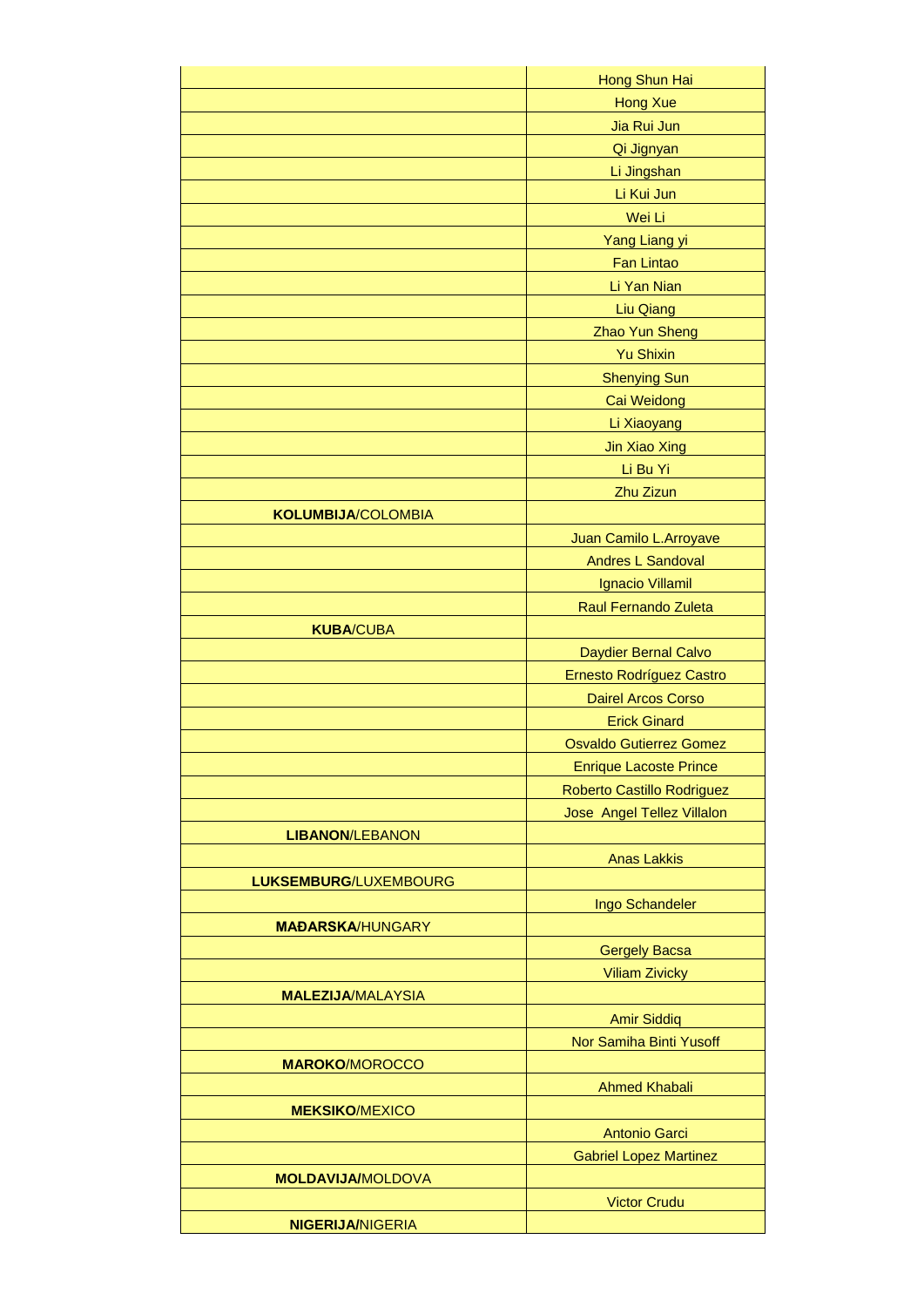| | |
|---|---|
| | Hong Shun Hai |
| | Hong Xue |
| | Jia Rui Jun |
| | Qi Jignyan |
| | Li Jingshan |
| | Li Kui Jun |
| | Wei Li |
| | Yang Liang yi |
| | Fan Lintao |
| | Li Yan Nian |
| | Liu Qiang |
| | Zhao Yun Sheng |
| | Yu Shixin |
| | Shenying Sun |
| | Cai Weidong |
| | Li Xiaoyang |
| | Jin Xiao Xing |
| | Li Bu Yi |
| | Zhu Zizun |
| **KOLUMBIJA**/COLOMBIA | |
| | Juan Camilo L.Arroyave |
| | Andres L Sandoval |
| | Ignacio Villamil |
| | Raul Fernando Zuleta |
| **KUBA**/CUBA | |
| | Daydier Bernal Calvo |
| | Ernesto Rodríguez Castro |
| | Dairel Arcos Corso |
| | Erick Ginard |
| | Osvaldo Gutierrez Gomez |
| | Enrique Lacoste Prince |
| | Roberto Castillo Rodriguez |
| | Jose Angel Tellez Villalon |
| **LIBANON**/LEBANON | |
| | Anas Lakkis |
| **LUKSEMBURG**/LUXEMBOURG | |
| | Ingo Schandeler |
| **MAĐARSKA**/HUNGARY | |
| | Gergely Bacsa |
| | Viliam Zivicky |
| **MALEZIJA**/MALAYSIA | |
| | Amir Siddiq |
| | Nor Samiha Binti Yusoff |
| **MAROKO**/MOROCCO | |
| | Ahmed Khabali |
| **MEKSIKO**/MEXICO | |
| | Antonio Garci |
| | Gabriel Lopez Martinez |
| **MOLDAVIJA**/MOLDOVA | |
| | Victor Crudu |
| **NIGERIJA**/NIGERIA | |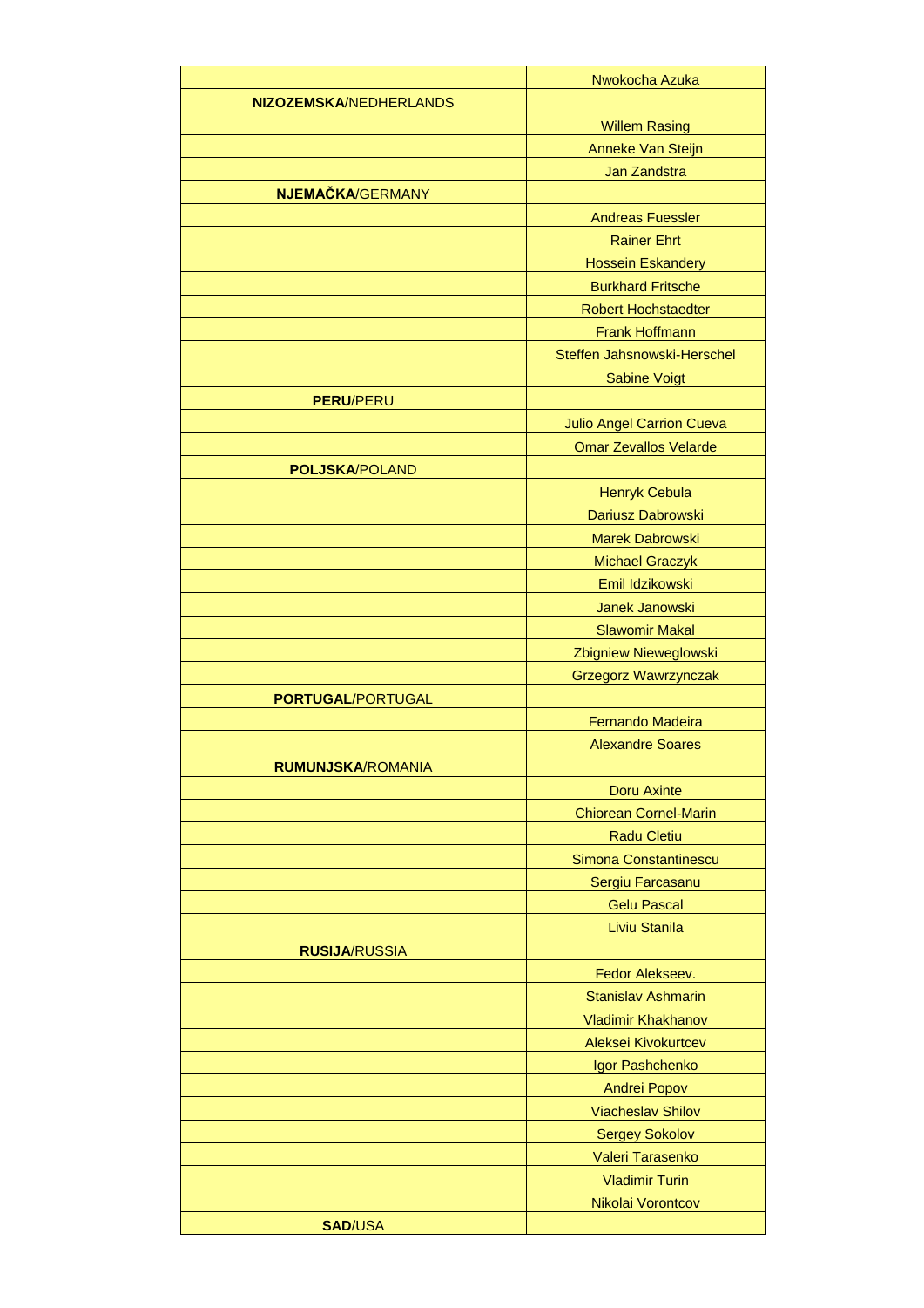| | |
|---|---|
| | Nwokocha Azuka |
| **NIZOZEMSKA**/NEDHERLANDS | |
| | Willem Rasing |
| | Anneke Van Steijn |
| | Jan Zandstra |
| **NJEMAČKA**/GERMANY | |
| | Andreas Fuessler |
| | Rainer Ehrt |
| | Hossein Eskandery |
| | Burkhard Fritsche |
| | Robert Hochstaedter |
| | Frank Hoffmann |
| | Steffen Jahsnowski-Herschel |
| | Sabine Voigt |
| **PERU**/PERU | |
| | Julio Angel Carrion Cueva |
| | Omar Zevallos Velarde |
| **POLJSKA**/POLAND | |
| | Henryk Cebula |
| | Dariusz Dabrowski |
| | Marek Dabrowski |
| | Michael Graczyk |
| | Emil Idzikowski |
| | Janek Janowski |
| | Slawomir Makal |
| | Zbigniew Nieweglowski |
| | Grzegorz Wawrzynczak |
| **PORTUGAL**/PORTUGAL | |
| | Fernando Madeira |
| | Alexandre Soares |
| **RUMUNJSKA**/ROMANIA | |
| | Doru Axinte |
| | Chiorean Cornel-Marin |
| | Radu Cletiu |
| | Simona Constantinescu |
| | Sergiu Farcasanu |
| | Gelu Pascal |
| | Liviu Stanila |
| **RUSIJA**/RUSSIA | |
| | Fedor Alekseev. |
| | Stanislav Ashmarin |
| | Vladimir Khakhanov |
| | Aleksei Kivokurtcev |
| | Igor Pashchenko |
| | Andrei Popov |
| | Viacheslav Shilov |
| | Sergey Sokolov |
| | Valeri Tarasenko |
| | Vladimir Turin |
| | Nikolai Vorontcov |
| **SAD**/USA | |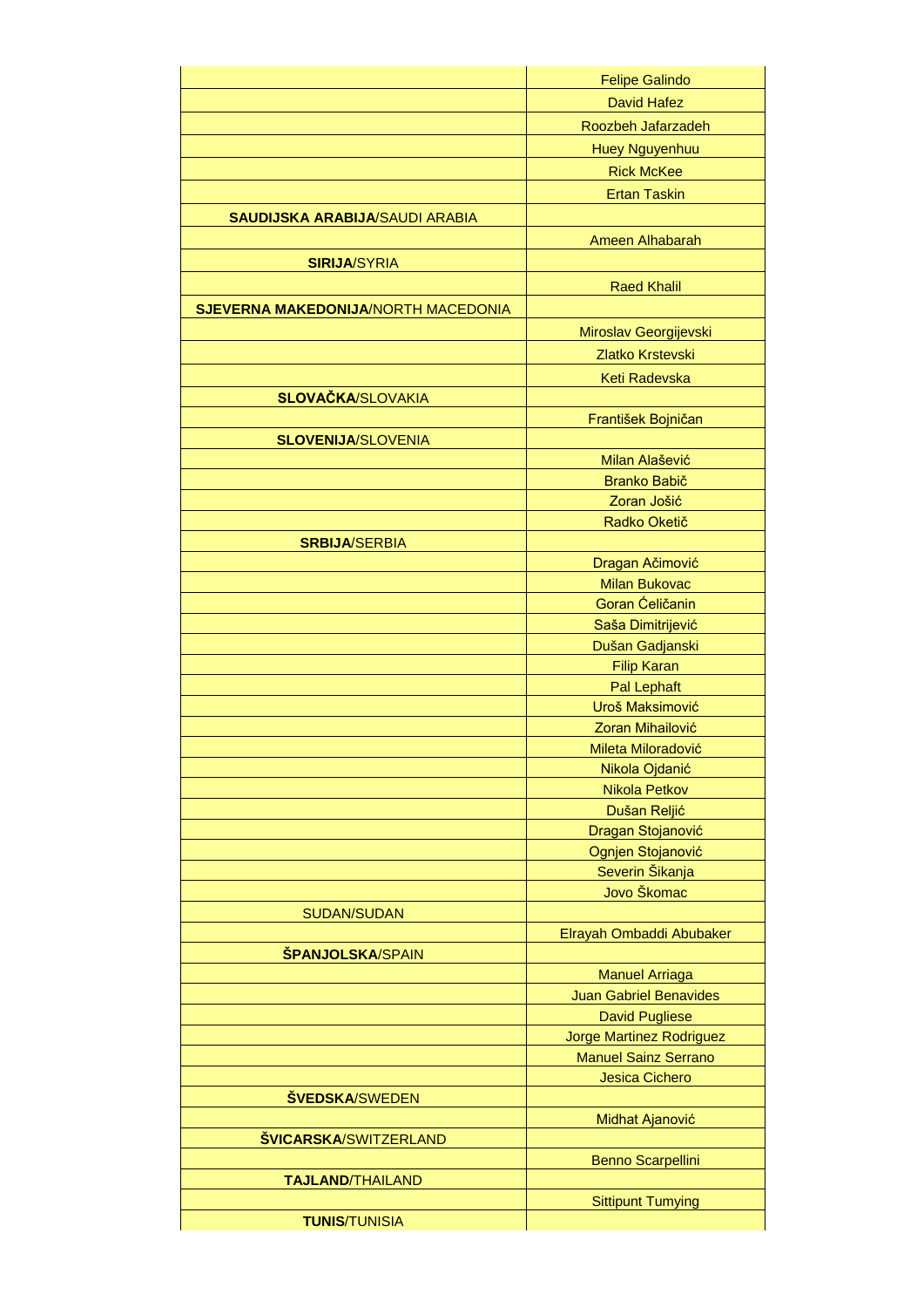| | |
|---|---|
| | Felipe Galindo |
| | David Hafez |
| | Roozbeh Jafarzadeh |
| | Huey Nguyenhuu |
| | Rick McKee |
| | Ertan Taskin |
| **SAUDIJSKA ARABIJA**/SAUDI ARABIA | |
| | Ameen Alhabarah |
| **SIRIJA**/SYRIA | |
| | Raed Khalil |
| **SJEVERNA MAKEDONIJA**/NORTH MACEDONIA | |
| | Miroslav Georgijevski |
| | Zlatko Krstevski |
| | Keti Radevska |
| **SLOVAČKA**/SLOVAKIA | |
| | František Bojničan |
| **SLOVENIJA**/SLOVENIA | |
| | Milan Alašević |
| | Branko Babič |
| | Zoran Jošić |
| | Radko Oketič |
| **SRBIJA**/SERBIA | |
| | Dragan Ačimović |
| | Milan Bukovac |
| | Goran Ćeličanin |
| | Saša Dimitrijević |
| | Dušan Gadjanski |
| | Filip Karan |
| | Pal Lephaft |
| | Uroš Maksimović |
| | Zoran Mihailović |
| | Mileta Miloradović |
| | Nikola Ojdanić |
| | Nikola Petkov |
| | Dušan Reljić |
| | Dragan Stojanović |
| | Ognjen Stojanović |
| | Severin Šikanja |
| | Jovo Škomac |
| SUDAN/SUDAN | |
| | Elrayah Ombaddi Abubaker |
| **ŠPANJOLSKA**/SPAIN | |
| | Manuel Arriaga |
| | Juan Gabriel Benavides |
| | David Pugliese |
| | Jorge Martinez Rodriguez |
| | Manuel Sainz Serrano |
| | Jesica Cichero |
| **ŠVEDSKA**/SWEDEN | |
| | Midhat Ajanović |
| **ŠVICARSKA**/SWITZERLAND | |
| | Benno Scarpellini |
| **TAJLAND**/THAILAND | |
| | Sittipunt Tumying |
| **TUNIS**/TUNISIA | |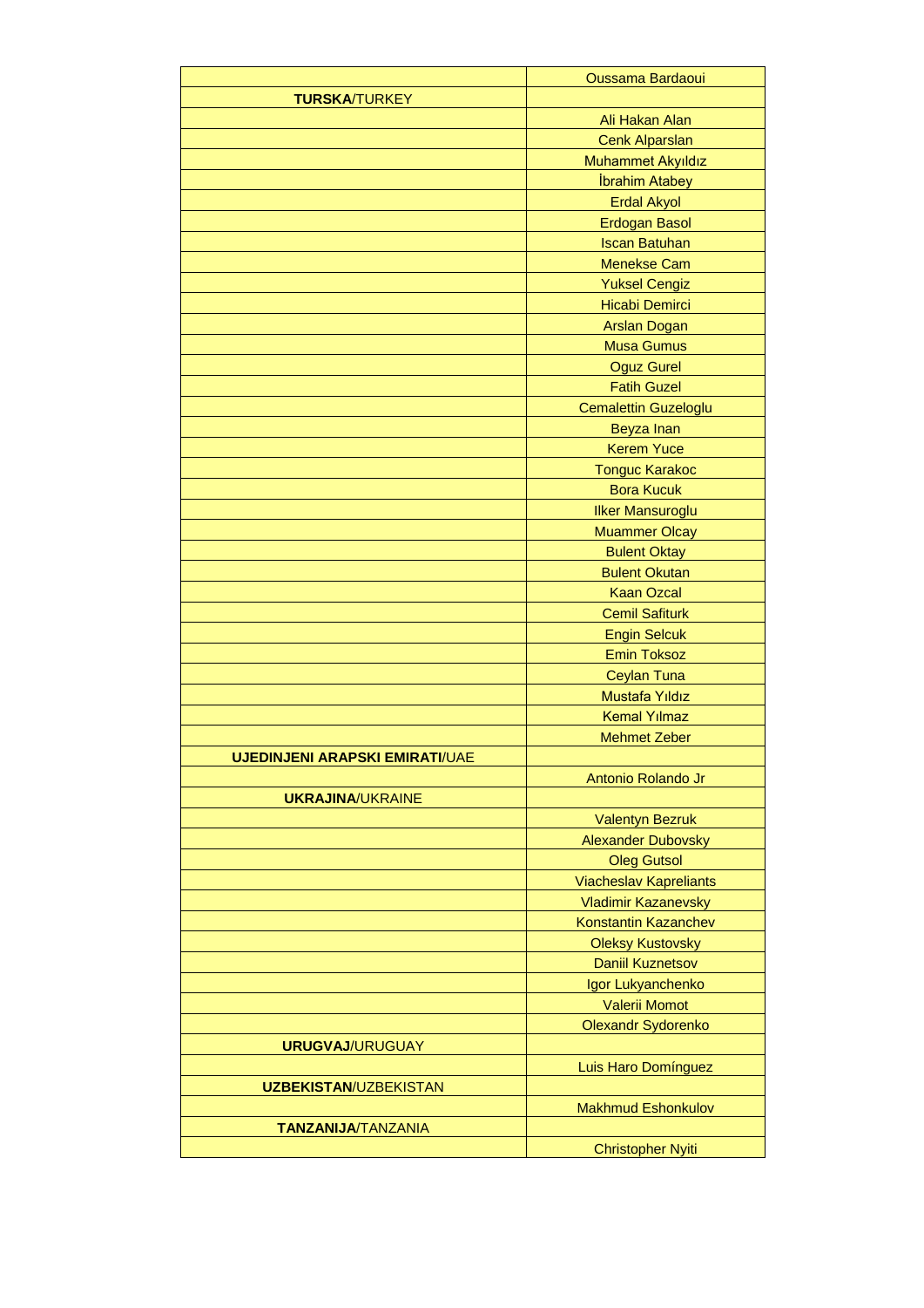| | |
|---|---|
| | Oussama Bardaoui |
| **TURSKA**/TURKEY | |
| | Ali Hakan Alan |
| | Cenk Alparslan |
| | Muhammet Akyıldız |
| | İbrahim Atabey |
| | Erdal Akyol |
| | Erdogan Basol |
| | Iscan Batuhan |
| | Menekse Cam |
| | Yuksel Cengiz |
| | Hicabi Demirci |
| | Arslan Dogan |
| | Musa Gumus |
| | Oguz Gurel |
| | Fatih Guzel |
| | Cemalettin Guzeloglu |
| | Beyza Inan |
| | Kerem Yuce |
| | Tonguc Karakoc |
| | Bora Kucuk |
| | Ilker Mansuroglu |
| | Muammer Olcay |
| | Bulent Oktay |
| | Bulent Okutan |
| | Kaan Ozcal |
| | Cemil Safiturk |
| | Engin Selcuk |
| | Emin Toksoz |
| | Ceylan Tuna |
| | Mustafa Yıldız |
| | Kemal Yılmaz |
| | Mehmet Zeber |
| **UJEDINJENI ARAPSKI EMIRATI**/UAE | |
| | Antonio Rolando Jr |
| **UKRAJINA**/UKRAINE | |
| | Valentyn Bezruk |
| | Alexander Dubovsky |
| | Oleg Gutsol |
| | Viacheslav Kapreliants |
| | Vladimir Kazanevsky |
| | Konstantin Kazanchev |
| | Oleksy Kustovsky |
| | Daniil Kuznetsov |
| | Igor Lukyanchenko |
| | Valerii Momot |
| | Olexandr Sydorenko |
| **URUGVAJ**/URUGUAY | |
| | Luis Haro Domínguez |
| **UZBEKISTAN**/UZBEKISTAN | |
| | Makhmud Eshonkulov |
| **TANZANIJA**/TANZANIA | |
| | Christopher Nyiti |